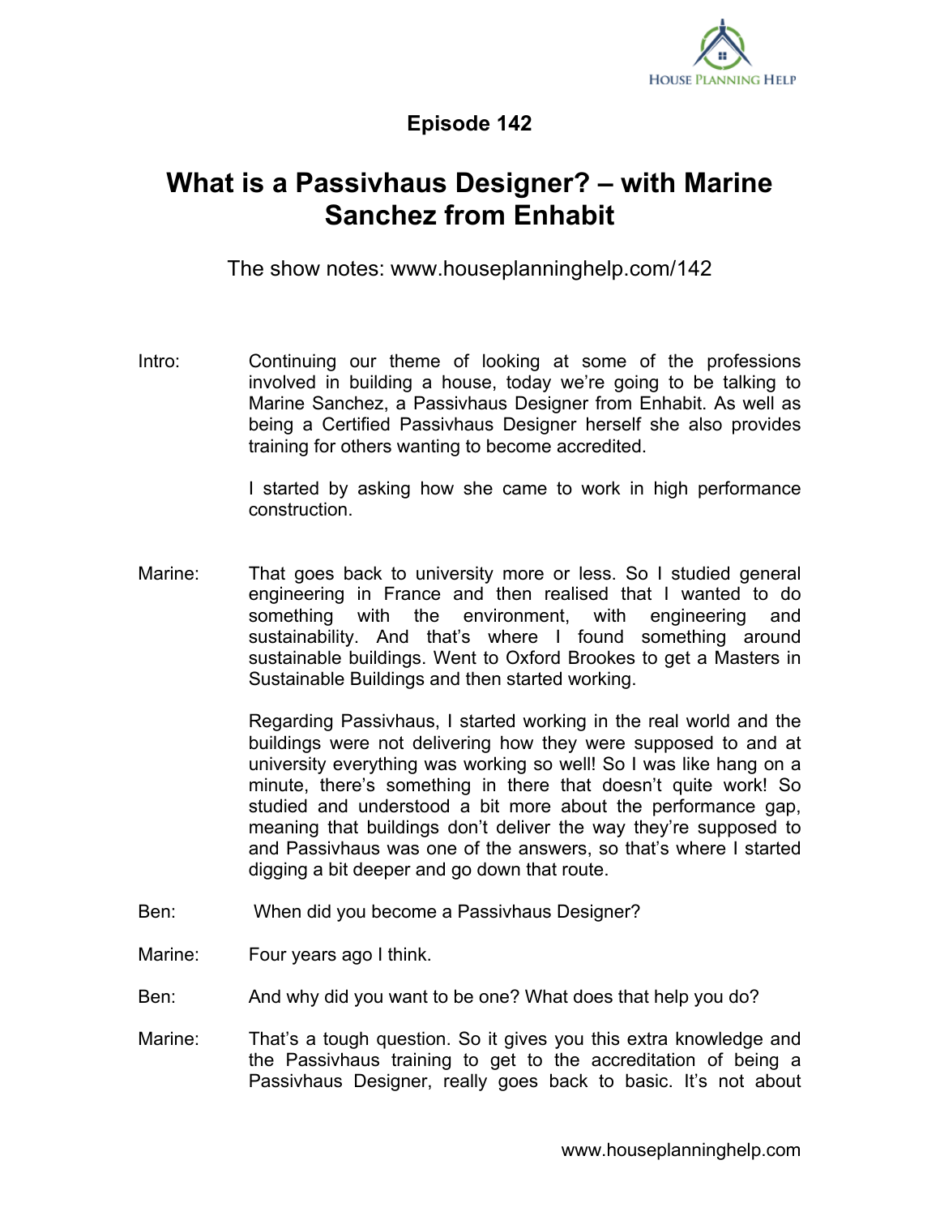## Episode 142

# What is a Passivhaus Designer? – with Marine Sanchez from Enhabit

The show notes: www.houseplanninghelp.com/142

Intro: Continuing our theme of looking at some of the professions involved in building a house, today we're going to be talking to Marine Sanchez, a Passivhaus Designer from Enhabit. As well as being a Certified Passivhaus Designer herself she also provides training for others wanting to become accredited.

I started by asking how she came to work in high performance construction.

Marine: That goes back to university more or less. So I studied general engineering in France and then realised that I wanted to do something with the environment, with engineering and sustainability. And that's where I found something around sustainable buildings. Went to Oxford Brookes to get a Masters in Sustainable Buildings and then started working.

Regarding Passivhaus, I started working in the real world and the buildings were not delivering how they were supposed to and at university everything was working so well! So I was like hang on a minute, there's something in there that doesn't quite work! So studied and understood a bit more about the performance gap, meaning that buildings don't deliver the way they're supposed to and Passivhaus was one of the answers, so that's where I started digging a bit deeper and go down that route.

Ben: When did you become a Passivhaus Designer?

Marine: Four years ago I think.

Ben: And why did you want to be one? What does that help you do?

Marine: That's a tough question. So it gives you this extra knowledge and the Passivhaus training to get to the accreditation of being a Passivhaus Designer, really goes back to basic. It's not about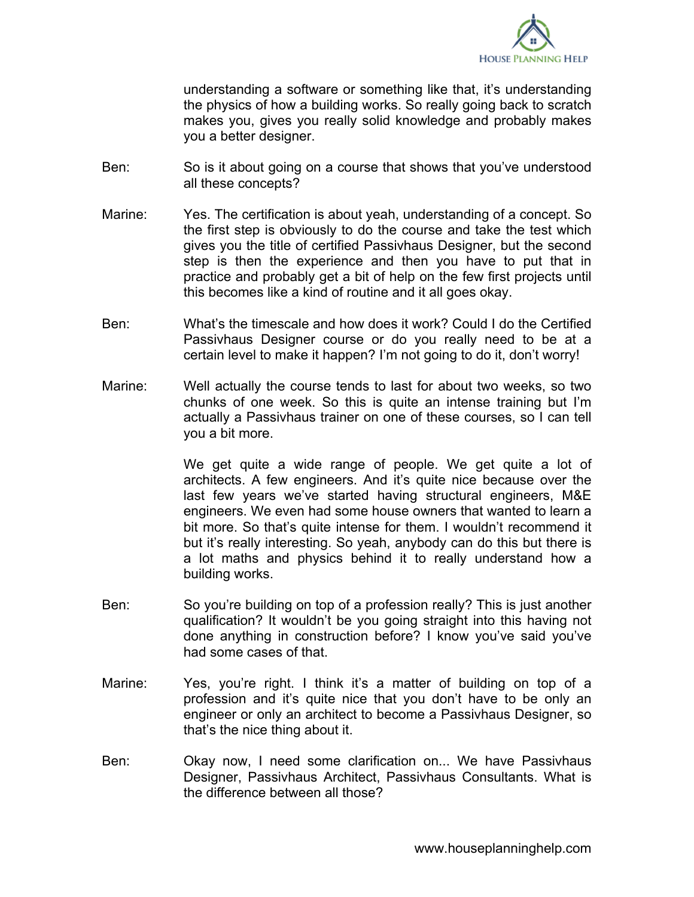understanding a software or something like that, it's understanding the physics of how a building works. So really going back to scratch makes you, gives you really solid knowledge and probably makes you a better designer.

Ben: So is it about going on a course that shows that you've understood all these concepts?

Marine: Yes. The certification is about yeah, understanding of a concept. So the first step is obviously to do the course and take the test which gives you the title of certified Passivhaus Designer, but the second step is then the experience and then you have to put that in practice and probably get a bit of help on the few first projects until this becomes like a kind of routine and it all goes okay.

Ben: What's the timescale and how does it work? Could I do the Certified Passivhaus Designer course or do you really need to be at a certain level to make it happen? I'm not going to do it, don't worry!

Marine: Well actually the course tends to last for about two weeks, so two chunks of one week. So this is quite an intense training but I'm actually a Passivhaus trainer on one of these courses, so I can tell you a bit more.

We get quite a wide range of people. We get quite a lot of architects. A few engineers. And it's quite nice because over the last few years we've started having structural engineers, M&E engineers. We even had some house owners that wanted to learn a bit more. So that's quite intense for them. I wouldn't recommend it but it's really interesting. So yeah, anybody can do this but there is a lot maths and physics behind it to really understand how a building works.

Ben: So you're building on top of a profession really? This is just another qualification? It wouldn't be you going straight into this having not done anything in construction before? I know you've said you've had some cases of that.

Marine: Yes, you're right. I think it's a matter of building on top of a profession and it's quite nice that you don't have to be only an engineer or only an architect to become a Passivhaus Designer, so that's the nice thing about it.

Ben: Okay now, I need some clarification on... We have Passivhaus Designer, Passivhaus Architect, Passivhaus Consultants. What is the difference between all those?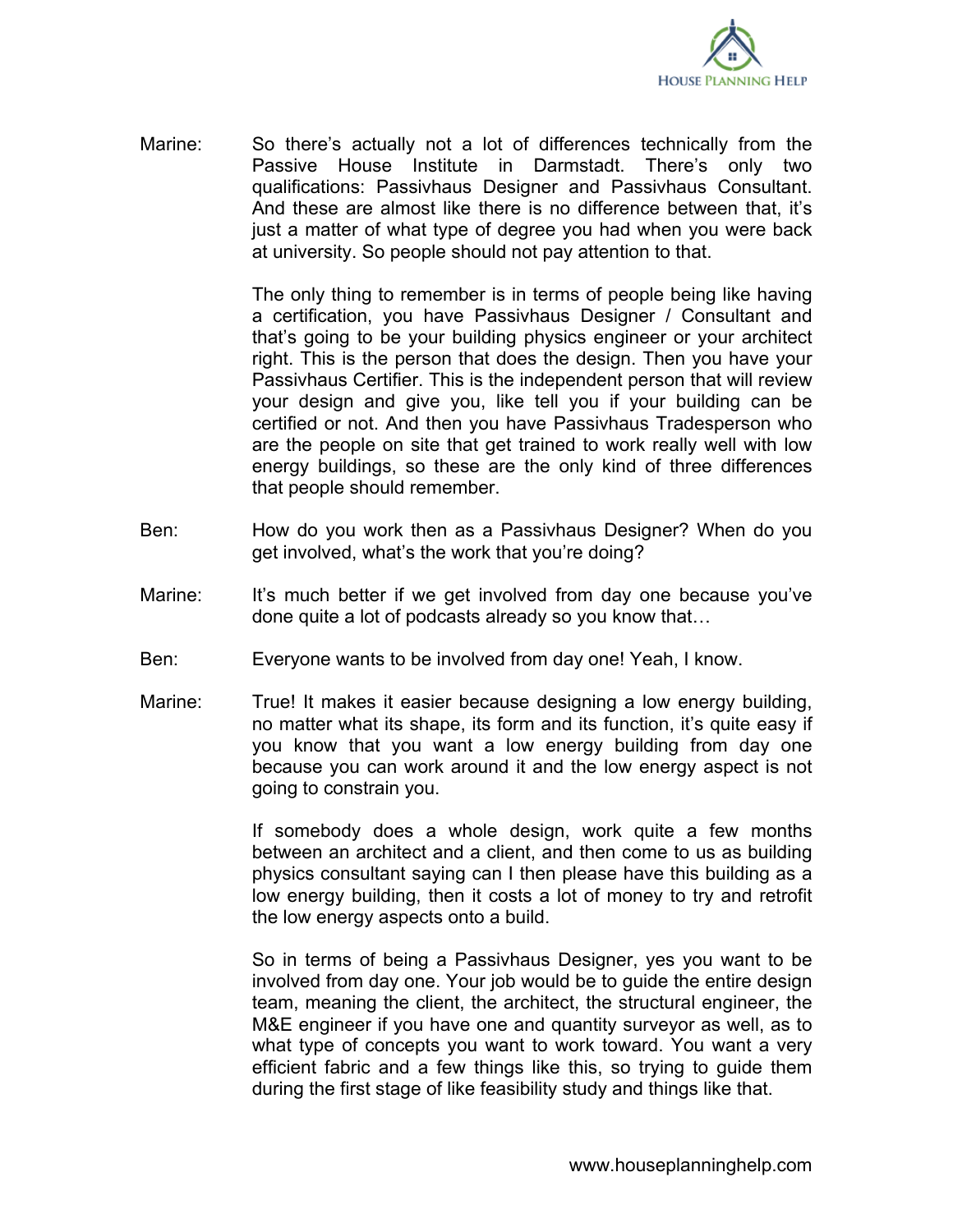Marine: So there's actually not a lot of differences technically from the Passive House Institute in Darmstadt. There's only two qualifications: Passivhaus Designer and Passivhaus Consultant. And these are almost like there is no difference between that, it's just a matter of what type of degree you had when you were back at university. So people should not pay attention to that.

The only thing to remember is in terms of people being like having a certification, you have Passivhaus Designer / Consultant and that's going to be your building physics engineer or your architect right. This is the person that does the design. Then you have your Passivhaus Certifier. This is the independent person that will review your design and give you, like tell you if your building can be certified or not. And then you have Passivhaus Tradesperson who are the people on site that get trained to work really well with low energy buildings, so these are the only kind of three differences that people should remember.

Ben: How do you work then as a Passivhaus Designer? When do you get involved, what's the work that you're doing?

Marine: It's much better if we get involved from day one because you've done quite a lot of podcasts already so you know that…

Ben: Everyone wants to be involved from day one! Yeah, I know.

Marine: True! It makes it easier because designing a low energy building, no matter what its shape, its form and its function, it's quite easy if you know that you want a low energy building from day one because you can work around it and the low energy aspect is not going to constrain you.

If somebody does a whole design, work quite a few months between an architect and a client, and then come to us as building physics consultant saying can I then please have this building as a low energy building, then it costs a lot of money to try and retrofit the low energy aspects onto a build.

So in terms of being a Passivhaus Designer, yes you want to be involved from day one. Your job would be to guide the entire design team, meaning the client, the architect, the structural engineer, the M&E engineer if you have one and quantity surveyor as well, as to what type of concepts you want to work toward. You want a very efficient fabric and a few things like this, so trying to guide them during the first stage of like feasibility study and things like that.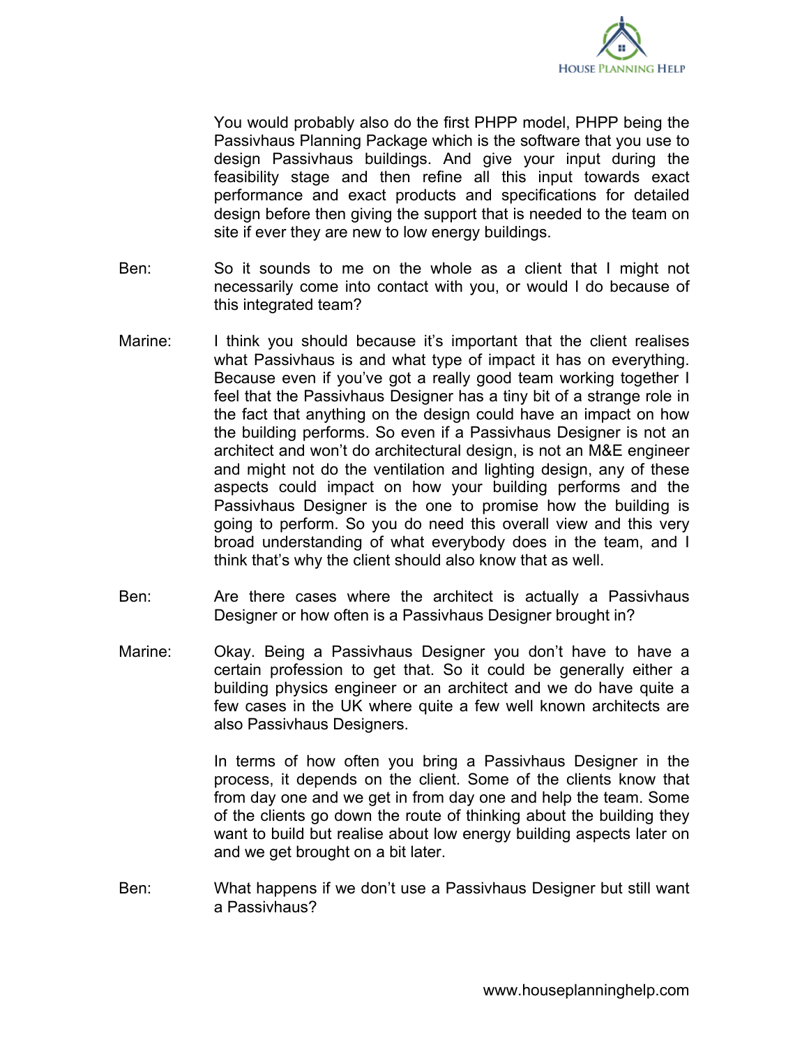You would probably also do the first PHPP model, PHPP being the Passivhaus Planning Package which is the software that you use to design Passivhaus buildings. And give your input during the feasibility stage and then refine all this input towards exact performance and exact products and specifications for detailed design before then giving the support that is needed to the team on site if ever they are new to low energy buildings.

**Ben:** So it sounds to me on the whole as a client that I might not necessarily come into contact with you, or would I do because of this integrated team?

**Marine:** I think you should because it's important that the client realises what Passivhaus is and what type of impact it has on everything. Because even if you've got a really good team working together I feel that the Passivhaus Designer has a tiny bit of a strange role in the fact that anything on the design could have an impact on how the building performs. So even if a Passivhaus Designer is not an architect and won't do architectural design, is not an M&E engineer and might not do the ventilation and lighting design, any of these aspects could impact on how your building performs and the Passivhaus Designer is the one to promise how the building is going to perform. So you do need this overall view and this very broad understanding of what everybody does in the team, and I think that's why the client should also know that as well.

**Ben:** Are there cases where the architect is actually a Passivhaus Designer or how often is a Passivhaus Designer brought in?

**Marine:** Okay. Being a Passivhaus Designer you don't have to have a certain profession to get that. So it could be generally either a building physics engineer or an architect and we do have quite a few cases in the UK where quite a few well known architects are also Passivhaus Designers.

In terms of how often you bring a Passivhaus Designer in the process, it depends on the client. Some of the clients know that from day one and we get in from day one and help the team. Some of the clients go down the route of thinking about the building they want to build but realise about low energy building aspects later on and we get brought on a bit later.

**Ben:** What happens if we don't use a Passivhaus Designer but still want a Passivhaus?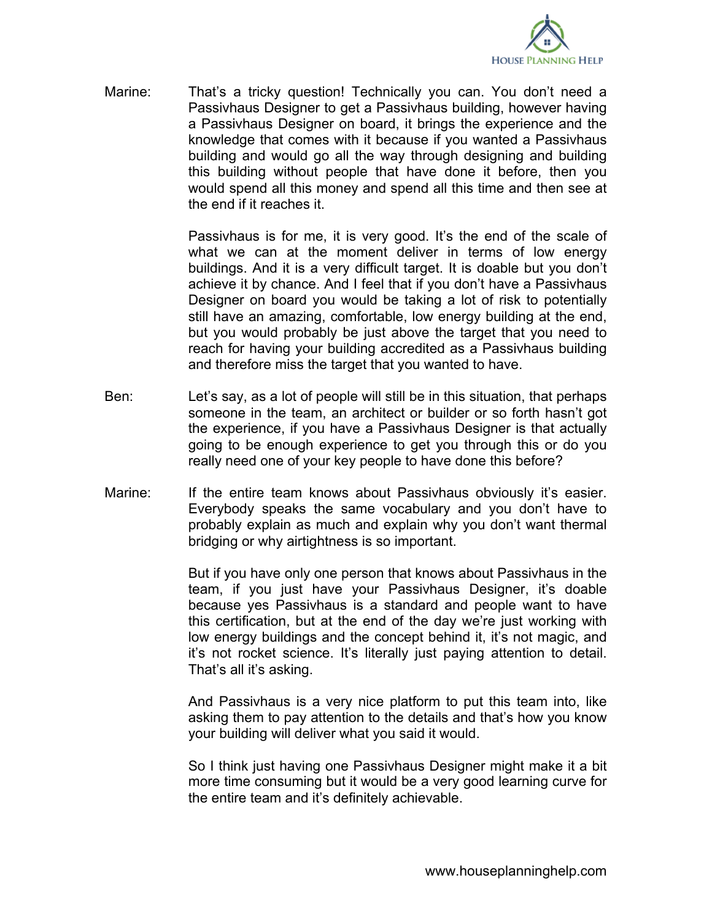Marine: That's a tricky question! Technically you can. You don't need a Passivhaus Designer to get a Passivhaus building, however having a Passivhaus Designer on board, it brings the experience and the knowledge that comes with it because if you wanted a Passivhaus building and would go all the way through designing and building this building without people that have done it before, then you would spend all this money and spend all this time and then see at the end if it reaches it.

Passivhaus is for me, it is very good. It's the end of the scale of what we can at the moment deliver in terms of low energy buildings. And it is a very difficult target. It is doable but you don't achieve it by chance. And I feel that if you don't have a Passivhaus Designer on board you would be taking a lot of risk to potentially still have an amazing, comfortable, low energy building at the end, but you would probably be just above the target that you need to reach for having your building accredited as a Passivhaus building and therefore miss the target that you wanted to have.

Ben: Let's say, as a lot of people will still be in this situation, that perhaps someone in the team, an architect or builder or so forth hasn't got the experience, if you have a Passivhaus Designer is that actually going to be enough experience to get you through this or do you really need one of your key people to have done this before?

Marine: If the entire team knows about Passivhaus obviously it's easier. Everybody speaks the same vocabulary and you don't have to probably explain as much and explain why you don't want thermal bridging or why airtightness is so important.

But if you have only one person that knows about Passivhaus in the team, if you just have your Passivhaus Designer, it's doable because yes Passivhaus is a standard and people want to have this certification, but at the end of the day we're just working with low energy buildings and the concept behind it, it's not magic, and it's not rocket science. It's literally just paying attention to detail. That's all it's asking.

And Passivhaus is a very nice platform to put this team into, like asking them to pay attention to the details and that's how you know your building will deliver what you said it would.

So I think just having one Passivhaus Designer might make it a bit more time consuming but it would be a very good learning curve for the entire team and it's definitely achievable.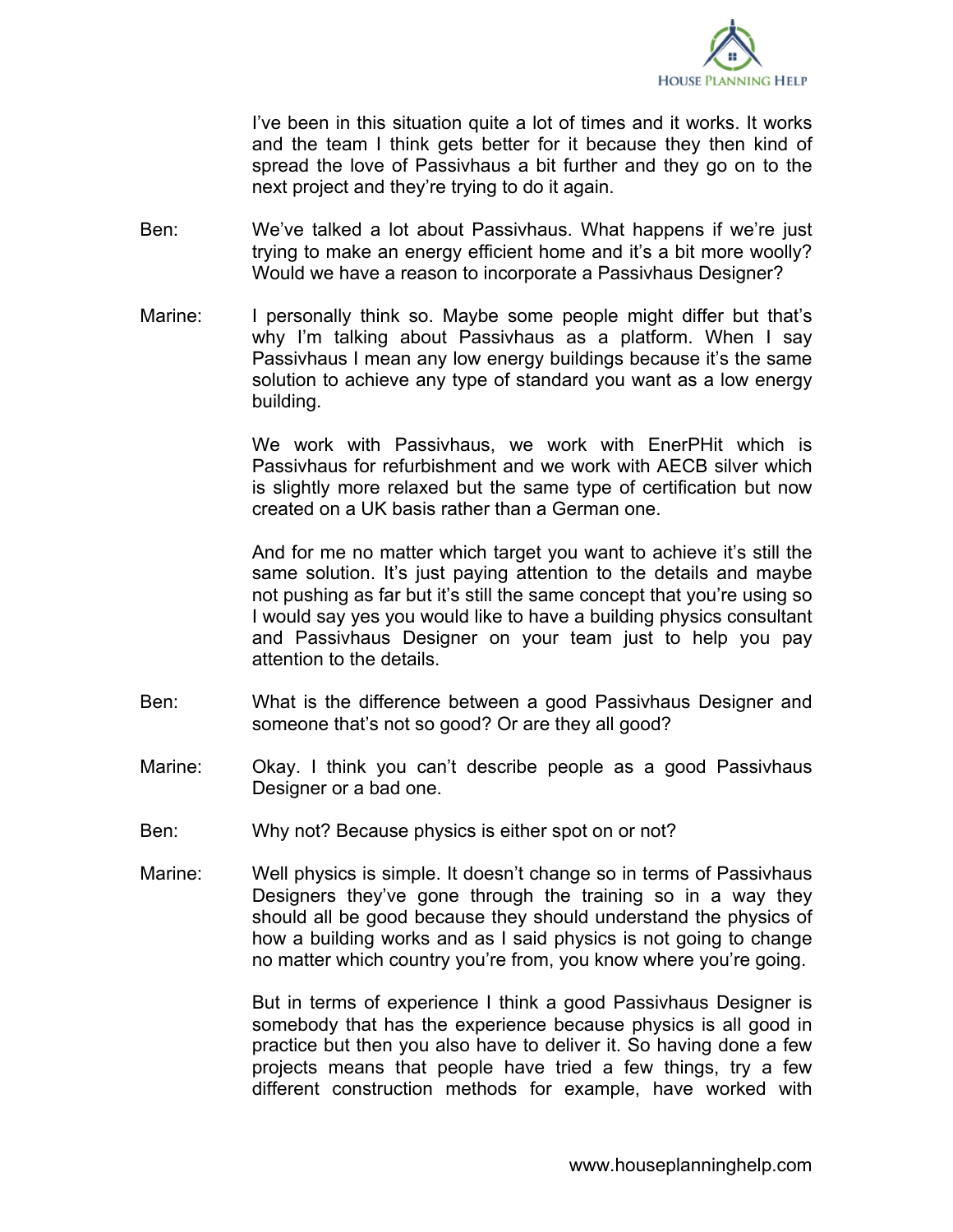I've been in this situation quite a lot of times and it works. It works and the team I think gets better for it because they then kind of spread the love of Passivhaus a bit further and they go on to the next project and they're trying to do it again.

Ben: We've talked a lot about Passivhaus. What happens if we're just trying to make an energy efficient home and it's a bit more woolly? Would we have a reason to incorporate a Passivhaus Designer?

Marine: I personally think so. Maybe some people might differ but that's why I'm talking about Passivhaus as a platform. When I say Passivhaus I mean any low energy buildings because it's the same solution to achieve any type of standard you want as a low energy building.

We work with Passivhaus, we work with EnerPHit which is Passivhaus for refurbishment and we work with AECB silver which is slightly more relaxed but the same type of certification but now created on a UK basis rather than a German one.

And for me no matter which target you want to achieve it's still the same solution. It's just paying attention to the details and maybe not pushing as far but it's still the same concept that you're using so I would say yes you would like to have a building physics consultant and Passivhaus Designer on your team just to help you pay attention to the details.

Ben: What is the difference between a good Passivhaus Designer and someone that's not so good? Or are they all good?

Marine: Okay. I think you can't describe people as a good Passivhaus Designer or a bad one.

Ben: Why not? Because physics is either spot on or not?

Marine: Well physics is simple. It doesn't change so in terms of Passivhaus Designers they've gone through the training so in a way they should all be good because they should understand the physics of how a building works and as I said physics is not going to change no matter which country you're from, you know where you're going.

But in terms of experience I think a good Passivhaus Designer is somebody that has the experience because physics is all good in practice but then you also have to deliver it. So having done a few projects means that people have tried a few things, try a few different construction methods for example, have worked with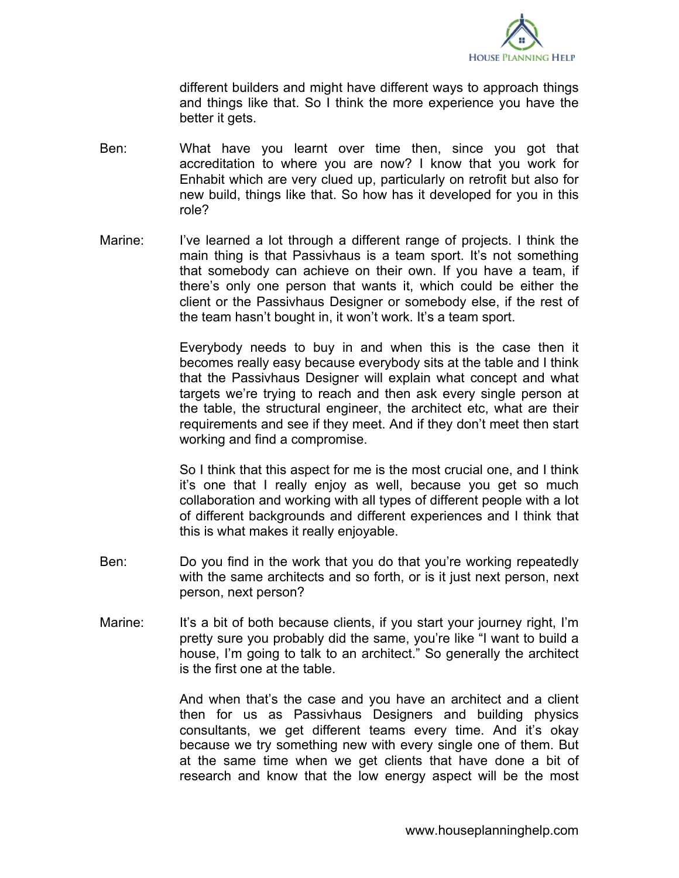different builders and might have different ways to approach things and things like that. So I think the more experience you have the better it gets.

Ben: What have you learnt over time then, since you got that accreditation to where you are now? I know that you work for Enhabit which are very clued up, particularly on retrofit but also for new build, things like that. So how has it developed for you in this role?

Marine: I've learned a lot through a different range of projects. I think the main thing is that Passivhaus is a team sport. It's not something that somebody can achieve on their own. If you have a team, if there's only one person that wants it, which could be either the client or the Passivhaus Designer or somebody else, if the rest of the team hasn't bought in, it won't work. It's a team sport.

Everybody needs to buy in and when this is the case then it becomes really easy because everybody sits at the table and I think that the Passivhaus Designer will explain what concept and what targets we're trying to reach and then ask every single person at the table, the structural engineer, the architect etc, what are their requirements and see if they meet. And if they don't meet then start working and find a compromise.

So I think that this aspect for me is the most crucial one, and I think it's one that I really enjoy as well, because you get so much collaboration and working with all types of different people with a lot of different backgrounds and different experiences and I think that this is what makes it really enjoyable.

Ben: Do you find in the work that you do that you're working repeatedly with the same architects and so forth, or is it just next person, next person, next person?

Marine: It's a bit of both because clients, if you start your journey right, I'm pretty sure you probably did the same, you're like "I want to build a house, I'm going to talk to an architect." So generally the architect is the first one at the table.

And when that's the case and you have an architect and a client then for us as Passivhaus Designers and building physics consultants, we get different teams every time. And it's okay because we try something new with every single one of them. But at the same time when we get clients that have done a bit of research and know that the low energy aspect will be the most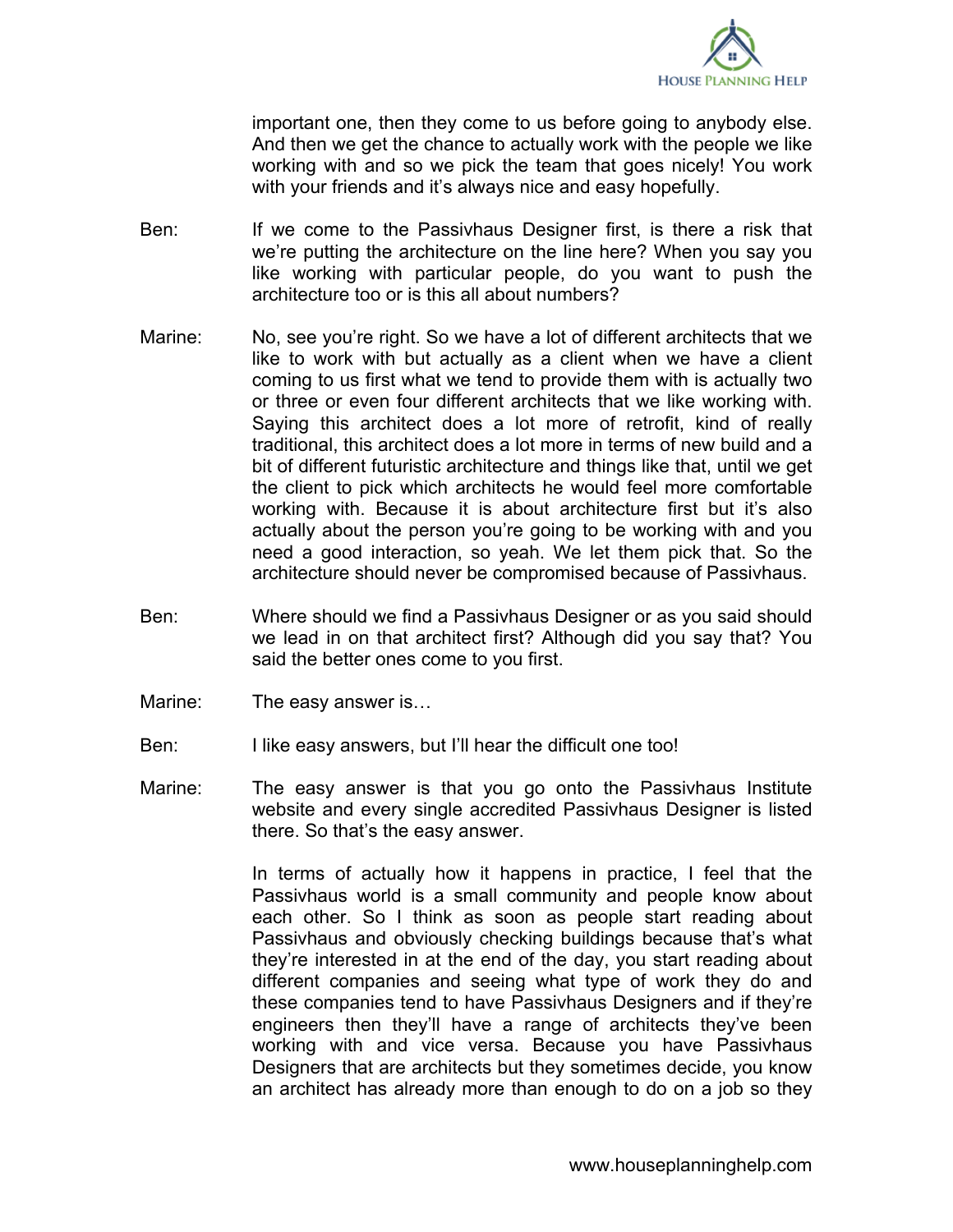important one, then they come to us before going to anybody else. And then we get the chance to actually work with the people we like working with and so we pick the team that goes nicely! You work with your friends and it's always nice and easy hopefully.

Ben: If we come to the Passivhaus Designer first, is there a risk that we're putting the architecture on the line here? When you say you like working with particular people, do you want to push the architecture too or is this all about numbers?

Marine: No, see you're right. So we have a lot of different architects that we like to work with but actually as a client when we have a client coming to us first what we tend to provide them with is actually two or three or even four different architects that we like working with. Saying this architect does a lot more of retrofit, kind of really traditional, this architect does a lot more in terms of new build and a bit of different futuristic architecture and things like that, until we get the client to pick which architects he would feel more comfortable working with. Because it is about architecture first but it's also actually about the person you're going to be working with and you need a good interaction, so yeah. We let them pick that. So the architecture should never be compromised because of Passivhaus.

Ben: Where should we find a Passivhaus Designer or as you said should we lead in on that architect first? Although did you say that? You said the better ones come to you first.

Marine: The easy answer is…

Ben: I like easy answers, but I'll hear the difficult one too!

Marine: The easy answer is that you go onto the Passivhaus Institute website and every single accredited Passivhaus Designer is listed there. So that's the easy answer.

In terms of actually how it happens in practice, I feel that the Passivhaus world is a small community and people know about each other. So I think as soon as people start reading about Passivhaus and obviously checking buildings because that's what they're interested in at the end of the day, you start reading about different companies and seeing what type of work they do and these companies tend to have Passivhaus Designers and if they're engineers then they'll have a range of architects they've been working with and vice versa. Because you have Passivhaus Designers that are architects but they sometimes decide, you know an architect has already more than enough to do on a job so they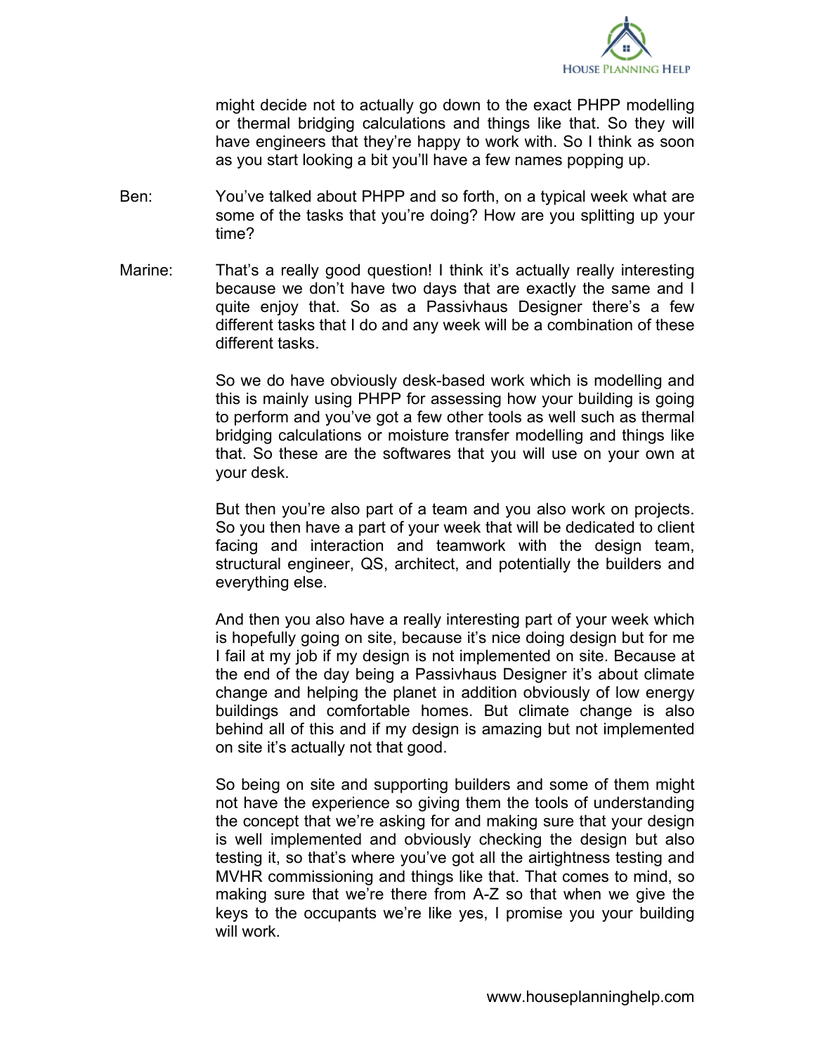might decide not to actually go down to the exact PHPP modelling or thermal bridging calculations and things like that. So they will have engineers that they're happy to work with. So I think as soon as you start looking a bit you'll have a few names popping up.

Ben: You've talked about PHPP and so forth, on a typical week what are some of the tasks that you're doing? How are you splitting up your time?

Marine: That's a really good question! I think it's actually really interesting because we don't have two days that are exactly the same and I quite enjoy that. So as a Passivhaus Designer there's a few different tasks that I do and any week will be a combination of these different tasks.

So we do have obviously desk-based work which is modelling and this is mainly using PHPP for assessing how your building is going to perform and you've got a few other tools as well such as thermal bridging calculations or moisture transfer modelling and things like that. So these are the softwares that you will use on your own at your desk.

But then you're also part of a team and you also work on projects. So you then have a part of your week that will be dedicated to client facing and interaction and teamwork with the design team, structural engineer, QS, architect, and potentially the builders and everything else.

And then you also have a really interesting part of your week which is hopefully going on site, because it's nice doing design but for me I fail at my job if my design is not implemented on site. Because at the end of the day being a Passivhaus Designer it's about climate change and helping the planet in addition obviously of low energy buildings and comfortable homes. But climate change is also behind all of this and if my design is amazing but not implemented on site it's actually not that good.

So being on site and supporting builders and some of them might not have the experience so giving them the tools of understanding the concept that we're asking for and making sure that your design is well implemented and obviously checking the design but also testing it, so that's where you've got all the airtightness testing and MVHR commissioning and things like that. That comes to mind, so making sure that we're there from A-Z so that when we give the keys to the occupants we're like yes, I promise you your building will work.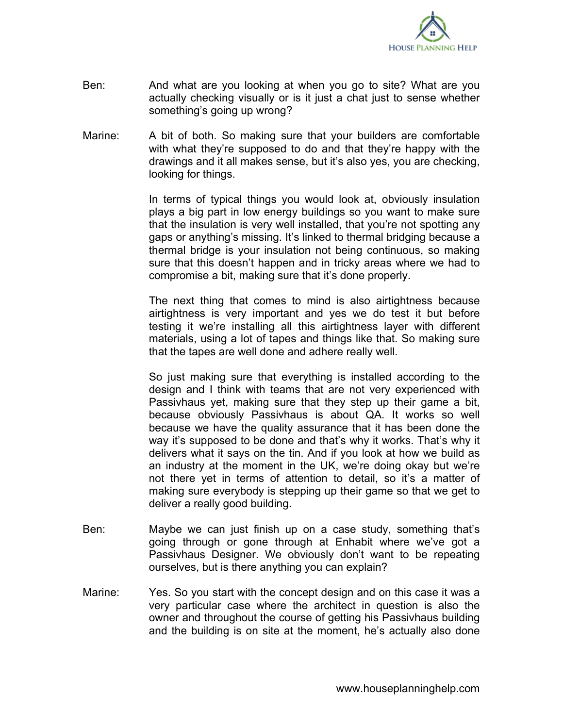Ben: And what are you looking at when you go to site? What are you actually checking visually or is it just a chat just to sense whether something's going up wrong?

Marine: A bit of both. So making sure that your builders are comfortable with what they're supposed to do and that they're happy with the drawings and it all makes sense, but it's also yes, you are checking, looking for things.

In terms of typical things you would look at, obviously insulation plays a big part in low energy buildings so you want to make sure that the insulation is very well installed, that you're not spotting any gaps or anything's missing. It's linked to thermal bridging because a thermal bridge is your insulation not being continuous, so making sure that this doesn't happen and in tricky areas where we had to compromise a bit, making sure that it's done properly.

The next thing that comes to mind is also airtightness because airtightness is very important and yes we do test it but before testing it we're installing all this airtightness layer with different materials, using a lot of tapes and things like that. So making sure that the tapes are well done and adhere really well.

So just making sure that everything is installed according to the design and I think with teams that are not very experienced with Passivhaus yet, making sure that they step up their game a bit, because obviously Passivhaus is about QA. It works so well because we have the quality assurance that it has been done the way it's supposed to be done and that's why it works. That's why it delivers what it says on the tin. And if you look at how we build as an industry at the moment in the UK, we're doing okay but we're not there yet in terms of attention to detail, so it's a matter of making sure everybody is stepping up their game so that we get to deliver a really good building.

Ben: Maybe we can just finish up on a case study, something that's going through or gone through at Enhabit where we've got a Passivhaus Designer. We obviously don't want to be repeating ourselves, but is there anything you can explain?

Marine: Yes. So you start with the concept design and on this case it was a very particular case where the architect in question is also the owner and throughout the course of getting his Passivhaus building and the building is on site at the moment, he's actually also done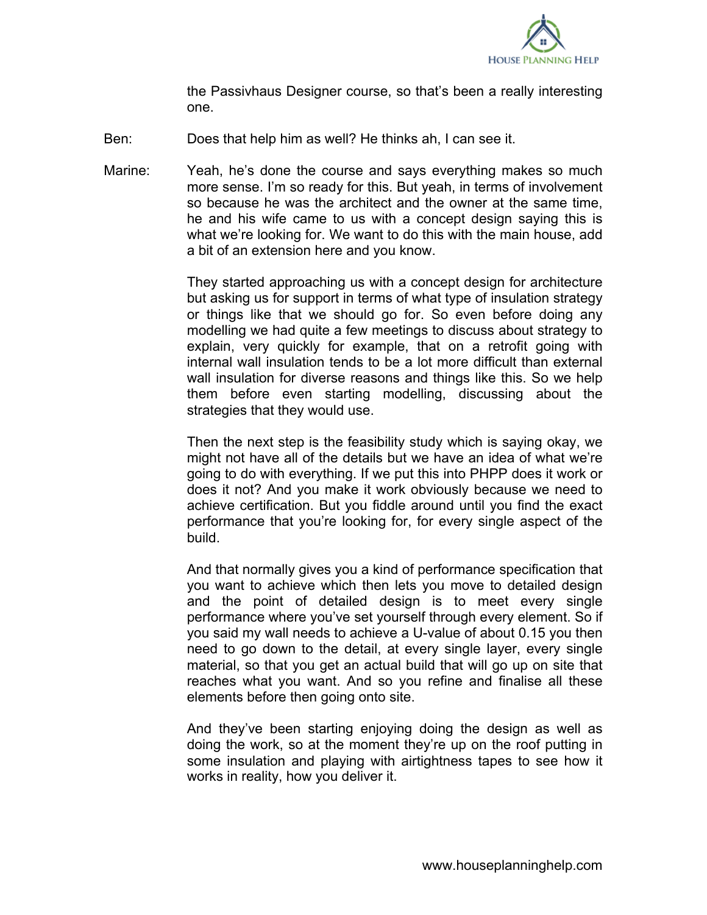the Passivhaus Designer course, so that's been a really interesting one.

Ben: Does that help him as well? He thinks ah, I can see it.

Marine: Yeah, he's done the course and says everything makes so much more sense. I'm so ready for this. But yeah, in terms of involvement so because he was the architect and the owner at the same time, he and his wife came to us with a concept design saying this is what we're looking for. We want to do this with the main house, add a bit of an extension here and you know.

They started approaching us with a concept design for architecture but asking us for support in terms of what type of insulation strategy or things like that we should go for. So even before doing any modelling we had quite a few meetings to discuss about strategy to explain, very quickly for example, that on a retrofit going with internal wall insulation tends to be a lot more difficult than external wall insulation for diverse reasons and things like this. So we help them before even starting modelling, discussing about the strategies that they would use.

Then the next step is the feasibility study which is saying okay, we might not have all of the details but we have an idea of what we're going to do with everything. If we put this into PHPP does it work or does it not? And you make it work obviously because we need to achieve certification. But you fiddle around until you find the exact performance that you're looking for, for every single aspect of the build.

And that normally gives you a kind of performance specification that you want to achieve which then lets you move to detailed design and the point of detailed design is to meet every single performance where you've set yourself through every element. So if you said my wall needs to achieve a U-value of about 0.15 you then need to go down to the detail, at every single layer, every single material, so that you get an actual build that will go up on site that reaches what you want. And so you refine and finalise all these elements before then going onto site.

And they've been starting enjoying doing the design as well as doing the work, so at the moment they're up on the roof putting in some insulation and playing with airtightness tapes to see how it works in reality, how you deliver it.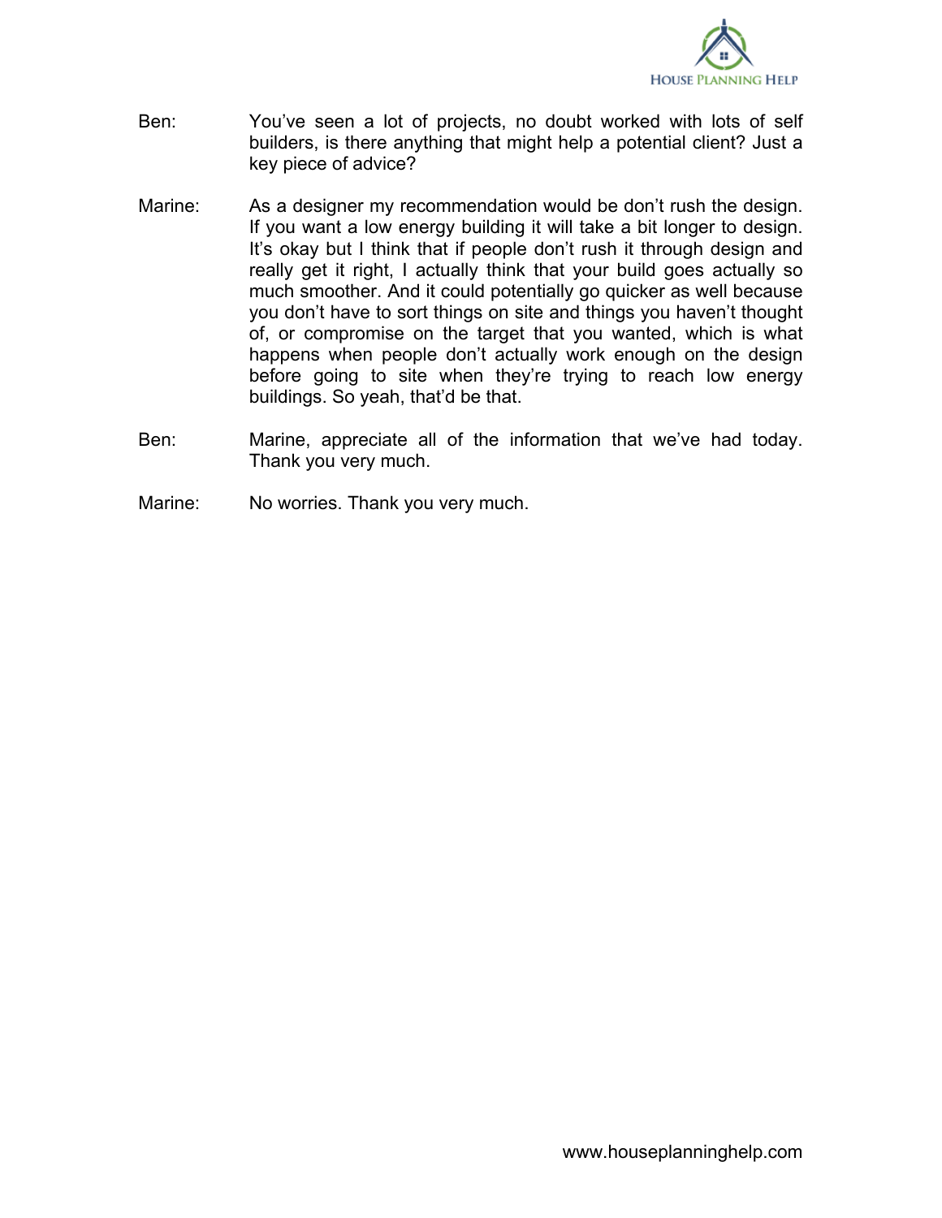Ben: You've seen a lot of projects, no doubt worked with lots of self builders, is there anything that might help a potential client? Just a key piece of advice?

Marine: As a designer my recommendation would be don't rush the design. If you want a low energy building it will take a bit longer to design. It's okay but I think that if people don't rush it through design and really get it right, I actually think that your build goes actually so much smoother. And it could potentially go quicker as well because you don't have to sort things on site and things you haven't thought of, or compromise on the target that you wanted, which is what happens when people don't actually work enough on the design before going to site when they're trying to reach low energy buildings. So yeah, that'd be that.

Ben: Marine, appreciate all of the information that we've had today. Thank you very much.

Marine: No worries. Thank you very much.